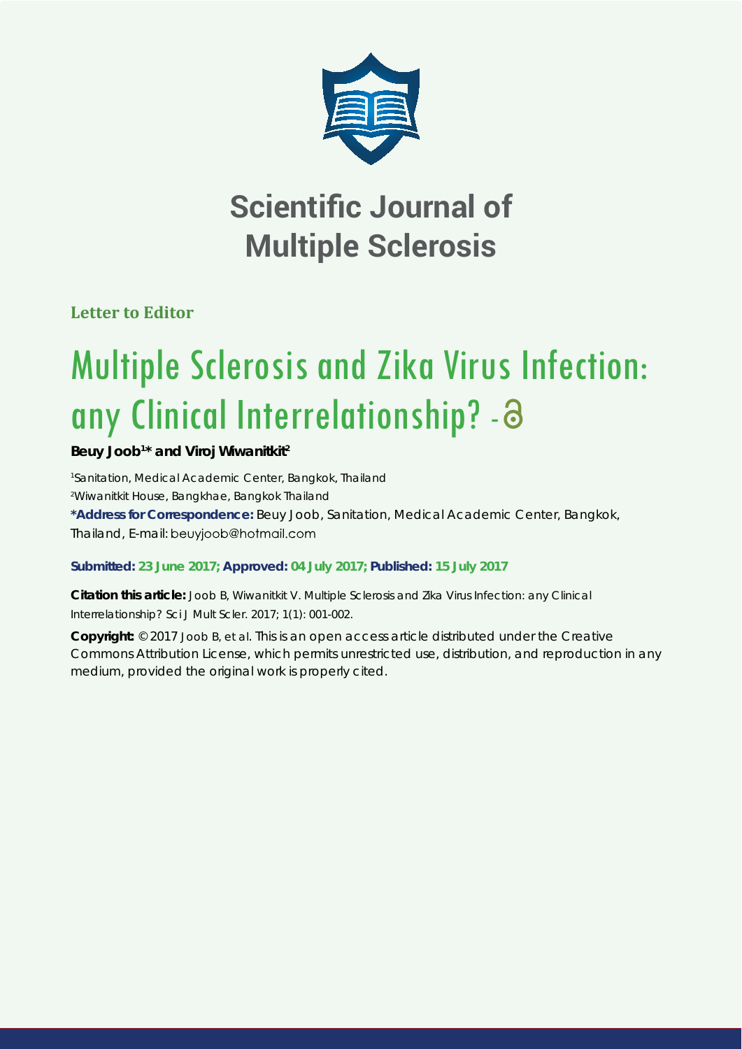# Scientific Journal of Multiple Sclerosis

**Letter to Editor**

# Multiple Sclerosis and Zika Virus Infection: any Clinical Interrelationship? -

**Beuy Joob[1]* and Viroj Wiwanitkit[2]**

[1]Sanitation, Medical Academic Center, Bangkok, Thailand
[2]Wiwanitkit House, Bangkhae, Bangkok Thailand

**\*Address for Correspondence:** Beuy Joob, Sanitation, Medical Academic Center, Bangkok, Thailand, E-mail: beuyjoob@hotmail.com

**Submitted: 23 June 2017; Approved: 04 July 2017; Published: 15 July 2017**

**Citation this article:** Joob B, Wiwanitkit V. Multiple Sclerosis and Zika Virus Infection: any Clinical Interrelationship? Sci J Mult Scler. 2017; 1(1): 001-002.

**Copyright:** © 2017 Joob B, et al. This is an open access article distributed under the Creative Commons Attribution License, which permits unrestricted use, distribution, and reproduction in any medium, provided the original work is properly cited.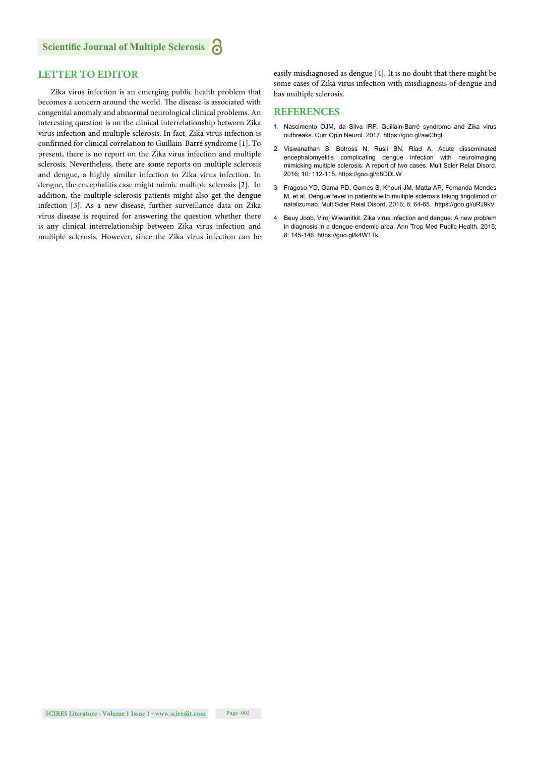## LETTER TO EDITOR

Zika virus infection is an emerging public health problem that becomes a concern around the world. The disease is associated with congenital anomaly and abnormal neurological clinical problems. An interesting question is on the clinical interrelationship between Zika virus infection and multiple sclerosis. In fact, Zika virus infection is confirmed for clinical correlation to Guillain-Barré syndrome [1]. To present, there is no report on the Zika virus infection and multiple sclerosis. Nevertheless, there are some reports on multiple sclerosis and dengue, a highly similar infection to Zika virus infection. In dengue, the encephalitis case might mimic multiple sclerosis [2]. In addition, the multiple sclerosis patients might also get the dengue infection [3]. As a new disease, further surveillance data on Zika virus disease is required for answering the question whether there is any clinical interrelationship between Zika virus infection and multiple sclerosis. However, since the Zika virus infection can be easily misdiagnosed as dengue [4]. It is no doubt that there might be some cases of Zika virus infection with misdiagnosis of dengue and has multiple sclerosis.

## REFERENCES

1. Nascimento OJM, da Silva IRF. Guillain-Barré syndrome and Zika virus outbreaks. Curr Opin Neurol. 2017. https://goo.gl/awChgt
2. Viswanathan S, Botross N, Rusli BN, Riad A. Acute disseminated encephalomyelitis complicating dengue infection with neuroimaging mimicking multiple sclerosis: A report of two cases. Mult Scler Relat Disord. 2016; 10: 112-115. https://goo.gl/q8DDLW
3. Fragoso YD, Gama PD, Gomes S, Khouri JM, Matta AP, Fernanda Mendes M, et al. Dengue fever in patients with multiple sclerosis taking fingolimod or natalizumab. Mult Scler Relat Disord. 2016; 6: 64-65. https://goo.gl/uRJ9kV
4. Beuy Joob, Viroj Wiwanitkit. Zika virus infection and dengue: A new problem in diagnosis in a dengue-endemic area. Ann Trop Med Public Health. 2015; 8: 145-146. https://goo.gl/k4W1Tk